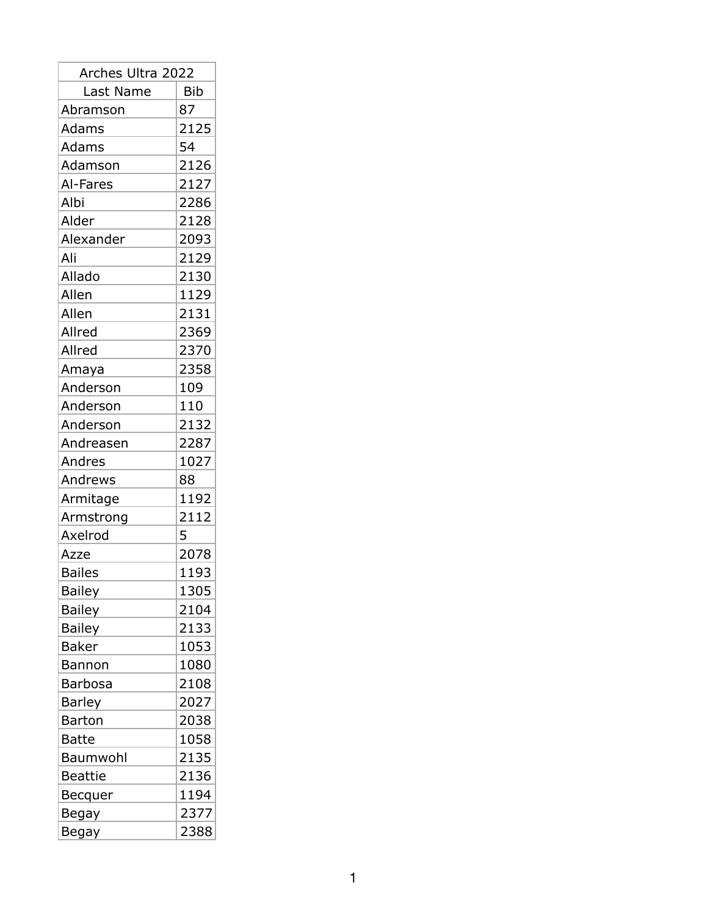| Arches Ultra 2022 | |
|---|---|
| Last Name | Bib |
| Abramson | 87 |
| Adams | 2125 |
| Adams | 54 |
| Adamson | 2126 |
| Al-Fares | 2127 |
| Albi | 2286 |
| Alder | 2128 |
| Alexander | 2093 |
| Ali | 2129 |
| Allado | 2130 |
| Allen | 1129 |
| Allen | 2131 |
| Allred | 2369 |
| Allred | 2370 |
| Amaya | 2358 |
| Anderson | 109 |
| Anderson | 110 |
| Anderson | 2132 |
| Andreasen | 2287 |
| Andres | 1027 |
| Andrews | 88 |
| Armitage | 1192 |
| Armstrong | 2112 |
| Axelrod | 5 |
| Azze | 2078 |
| Bailes | 1193 |
| Bailey | 1305 |
| Bailey | 2104 |
| Bailey | 2133 |
| Baker | 1053 |
| Bannon | 1080 |
| Barbosa | 2108 |
| Barley | 2027 |
| Barton | 2038 |
| Batte | 1058 |
| Baumwohl | 2135 |
| Beattie | 2136 |
| Becquer | 1194 |
| Begay | 2377 |
| Begay | 2388 |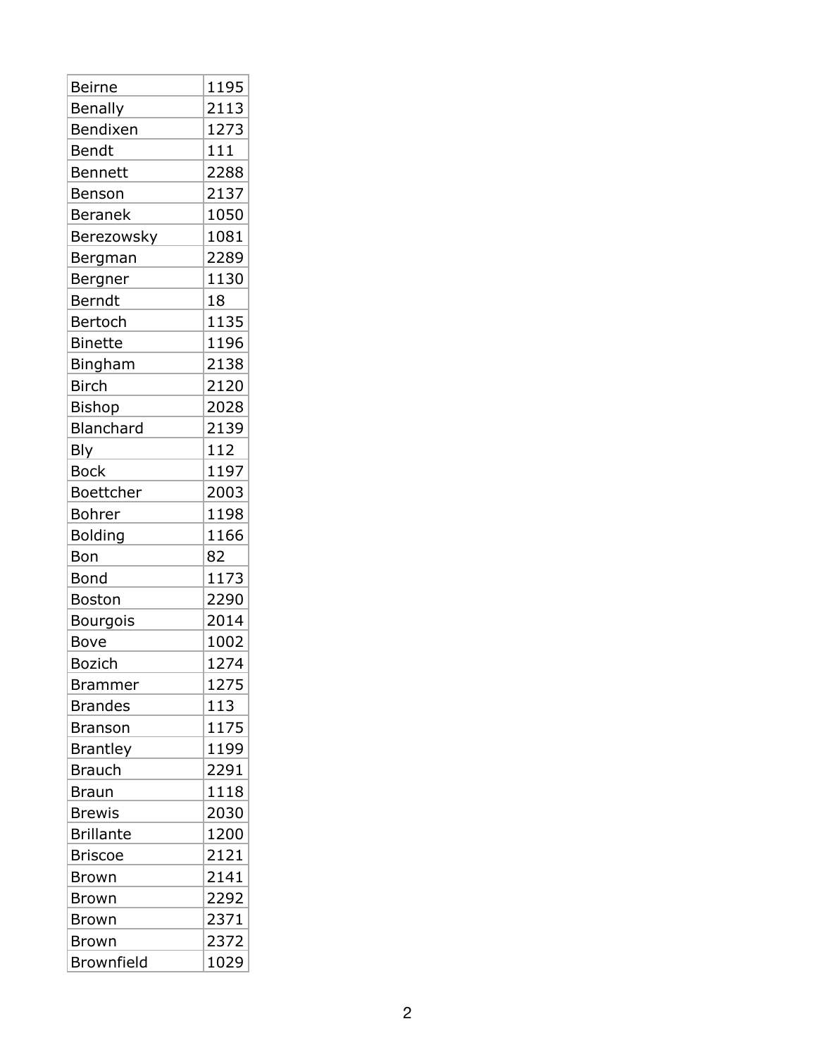| Beirne | 1195 |
|---|---|
| Benally | 2113 |
| Bendixen | 1273 |
| Bendt | 111 |
| Bennett | 2288 |
| Benson | 2137 |
| Beranek | 1050 |
| Berezowsky | 1081 |
| Bergman | 2289 |
| Bergner | 1130 |
| Berndt | 18 |
| Bertoch | 1135 |
| Binette | 1196 |
| Bingham | 2138 |
| Birch | 2120 |
| Bishop | 2028 |
| Blanchard | 2139 |
| Bly | 112 |
| Bock | 1197 |
| Boettcher | 2003 |
| Bohrer | 1198 |
| Bolding | 1166 |
| Bon | 82 |
| Bond | 1173 |
| Boston | 2290 |
| Bourgois | 2014 |
| Bove | 1002 |
| Bozich | 1274 |
| Brammer | 1275 |
| Brandes | 113 |
| Branson | 1175 |
| Brantley | 1199 |
| Brauch | 2291 |
| Braun | 1118 |
| Brewis | 2030 |
| Brillante | 1200 |
| Briscoe | 2121 |
| Brown | 2141 |
| Brown | 2292 |
| Brown | 2371 |
| Brown | 2372 |
| Brownfield | 1029 |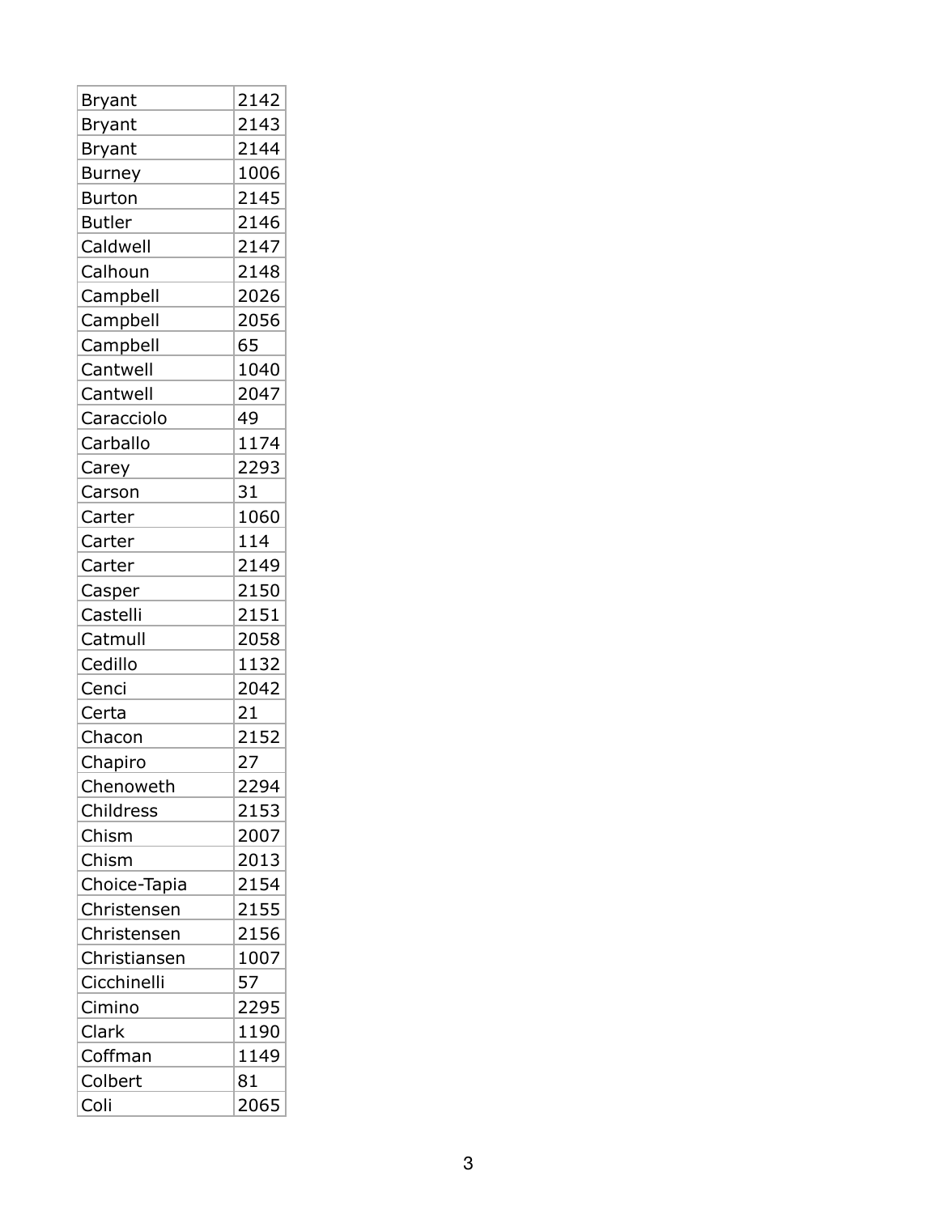| | |
|---|---|
| Bryant | 2142 |
| Bryant | 2143 |
| Bryant | 2144 |
| Burney | 1006 |
| Burton | 2145 |
| Butler | 2146 |
| Caldwell | 2147 |
| Calhoun | 2148 |
| Campbell | 2026 |
| Campbell | 2056 |
| Campbell | 65 |
| Cantwell | 1040 |
| Cantwell | 2047 |
| Caracciolo | 49 |
| Carballo | 1174 |
| Carey | 2293 |
| Carson | 31 |
| Carter | 1060 |
| Carter | 114 |
| Carter | 2149 |
| Casper | 2150 |
| Castelli | 2151 |
| Catmull | 2058 |
| Cedillo | 1132 |
| Cenci | 2042 |
| Certa | 21 |
| Chacon | 2152 |
| Chapiro | 27 |
| Chenoweth | 2294 |
| Childress | 2153 |
| Chism | 2007 |
| Chism | 2013 |
| Choice-Tapia | 2154 |
| Christensen | 2155 |
| Christensen | 2156 |
| Christiansen | 1007 |
| Cicchinelli | 57 |
| Cimino | 2295 |
| Clark | 1190 |
| Coffman | 1149 |
| Colbert | 81 |
| Coli | 2065 |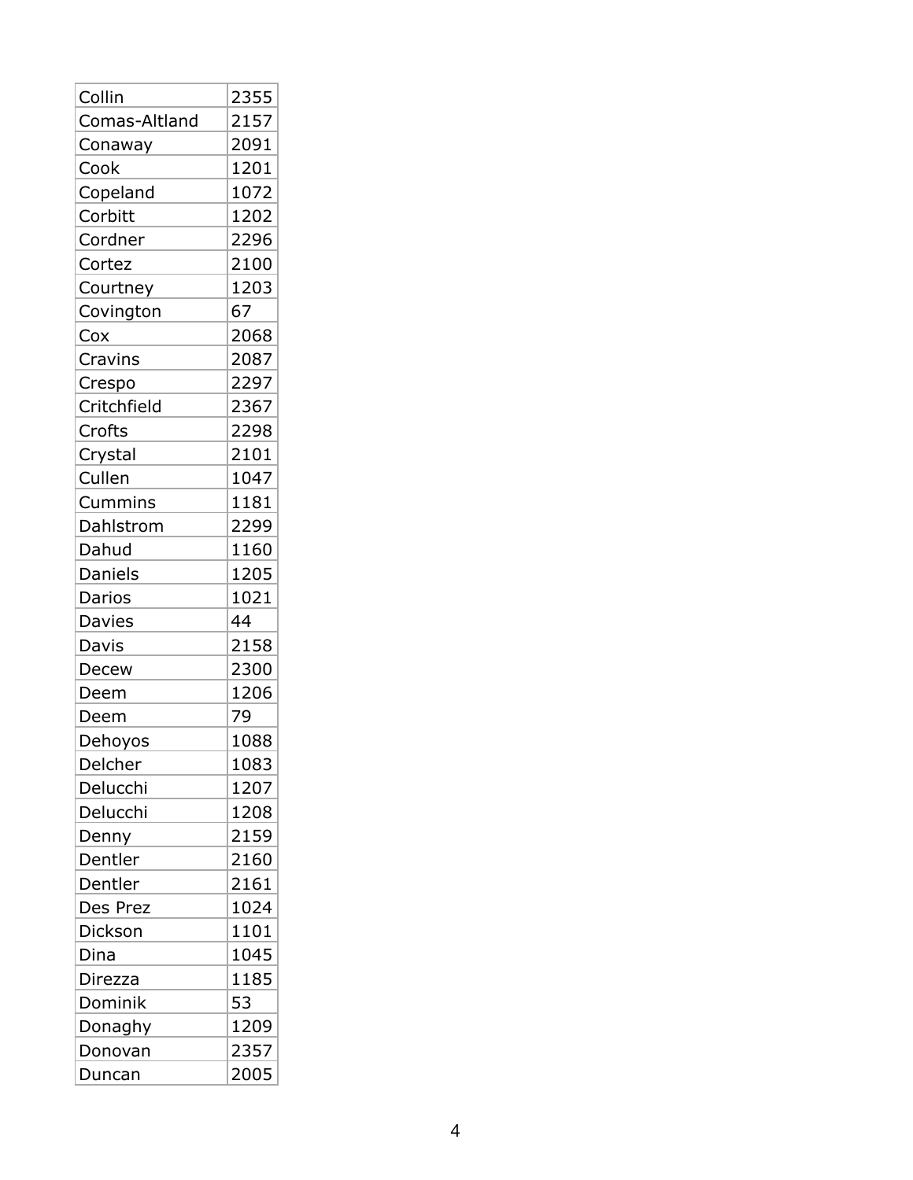| Collin | 2355 |
| --- | --- |
| Comas-Altland | 2157 |
| Conaway | 2091 |
| Cook | 1201 |
| Copeland | 1072 |
| Corbitt | 1202 |
| Cordner | 2296 |
| Cortez | 2100 |
| Courtney | 1203 |
| Covington | 67 |
| Cox | 2068 |
| Cravins | 2087 |
| Crespo | 2297 |
| Critchfield | 2367 |
| Crofts | 2298 |
| Crystal | 2101 |
| Cullen | 1047 |
| Cummins | 1181 |
| Dahlstrom | 2299 |
| Dahud | 1160 |
| Daniels | 1205 |
| Darios | 1021 |
| Davies | 44 |
| Davis | 2158 |
| Decew | 2300 |
| Deem | 1206 |
| Deem | 79 |
| Dehoyos | 1088 |
| Delcher | 1083 |
| Delucchi | 1207 |
| Delucchi | 1208 |
| Denny | 2159 |
| Dentler | 2160 |
| Dentler | 2161 |
| Des Prez | 1024 |
| Dickson | 1101 |
| Dina | 1045 |
| Direzza | 1185 |
| Dominik | 53 |
| Donaghy | 1209 |
| Donovan | 2357 |
| Duncan | 2005 |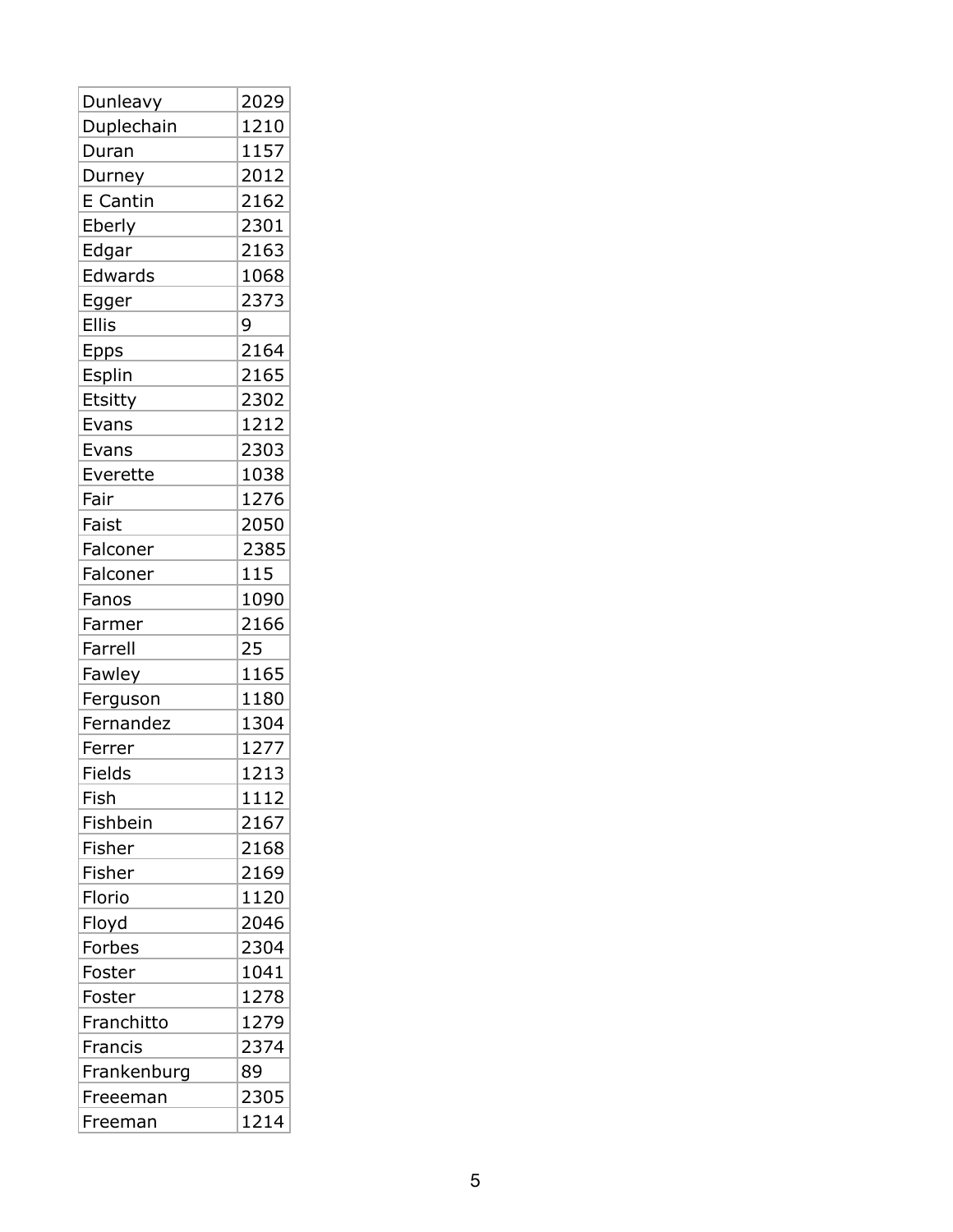| Dunleavy | 2029 |
|---|---|
| Duplechain | 1210 |
| Duran | 1157 |
| Durney | 2012 |
| E Cantin | 2162 |
| Eberly | 2301 |
| Edgar | 2163 |
| Edwards | 1068 |
| Egger | 2373 |
| Ellis | 9 |
| Epps | 2164 |
| Esplin | 2165 |
| Etsitty | 2302 |
| Evans | 1212 |
| Evans | 2303 |
| Everette | 1038 |
| Fair | 1276 |
| Faist | 2050 |
| Falconer | 2385 |
| Falconer | 115 |
| Fanos | 1090 |
| Farmer | 2166 |
| Farrell | 25 |
| Fawley | 1165 |
| Ferguson | 1180 |
| Fernandez | 1304 |
| Ferrer | 1277 |
| Fields | 1213 |
| Fish | 1112 |
| Fishbein | 2167 |
| Fisher | 2168 |
| Fisher | 2169 |
| Florio | 1120 |
| Floyd | 2046 |
| Forbes | 2304 |
| Foster | 1041 |
| Foster | 1278 |
| Franchitto | 1279 |
| Francis | 2374 |
| Frankenburg | 89 |
| Freeeman | 2305 |
| Freeman | 1214 |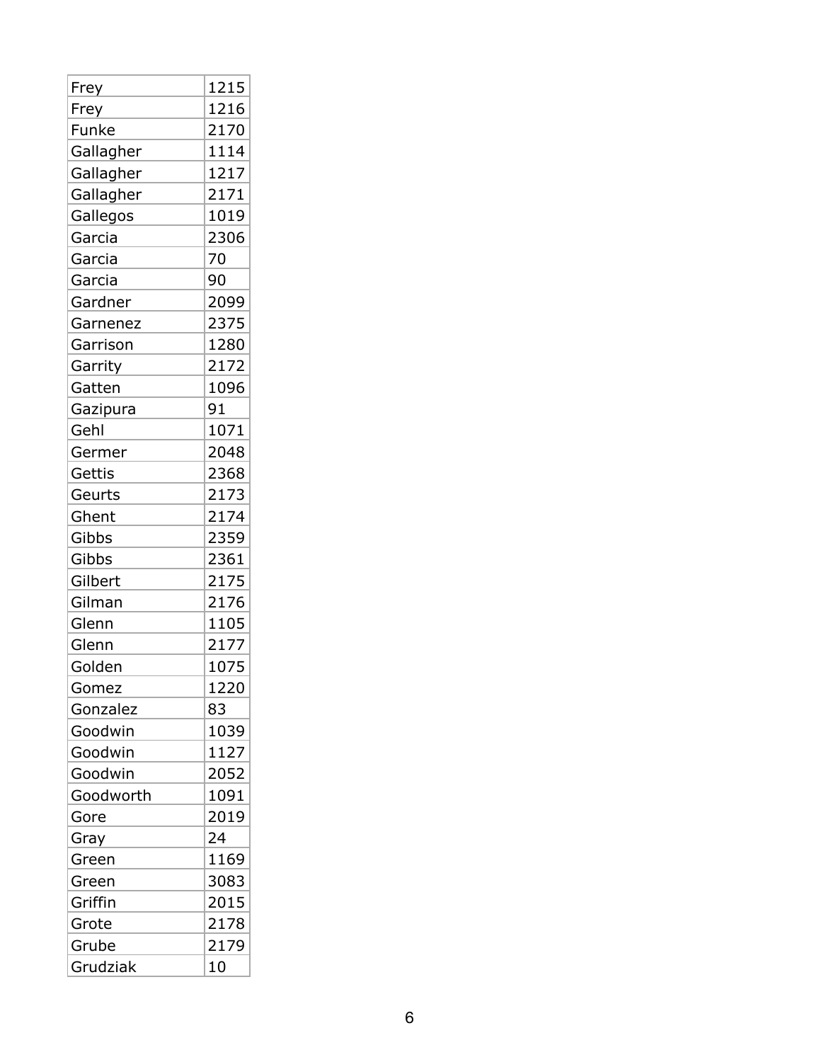| Frey | 1215 |
|---|---|
| Frey | 1216 |
| Funke | 2170 |
| Gallagher | 1114 |
| Gallagher | 1217 |
| Gallagher | 2171 |
| Gallegos | 1019 |
| Garcia | 2306 |
| Garcia | 70 |
| Garcia | 90 |
| Gardner | 2099 |
| Garnenez | 2375 |
| Garrison | 1280 |
| Garrity | 2172 |
| Gatten | 1096 |
| Gazipura | 91 |
| Gehl | 1071 |
| Germer | 2048 |
| Gettis | 2368 |
| Geurts | 2173 |
| Ghent | 2174 |
| Gibbs | 2359 |
| Gibbs | 2361 |
| Gilbert | 2175 |
| Gilman | 2176 |
| Glenn | 1105 |
| Glenn | 2177 |
| Golden | 1075 |
| Gomez | 1220 |
| Gonzalez | 83 |
| Goodwin | 1039 |
| Goodwin | 1127 |
| Goodwin | 2052 |
| Goodworth | 1091 |
| Gore | 2019 |
| Gray | 24 |
| Green | 1169 |
| Green | 3083 |
| Griffin | 2015 |
| Grote | 2178 |
| Grube | 2179 |
| Grudziak | 10 |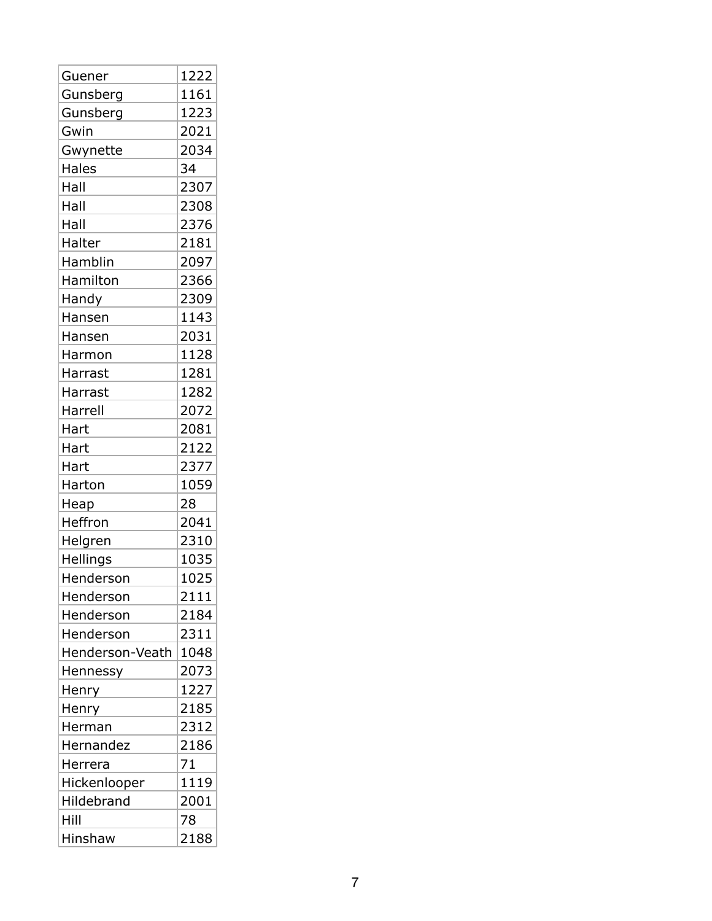| | |
|---|---|
| Guener | 1222 |
| Gunsberg | 1161 |
| Gunsberg | 1223 |
| Gwin | 2021 |
| Gwynette | 2034 |
| Hales | 34 |
| Hall | 2307 |
| Hall | 2308 |
| Hall | 2376 |
| Halter | 2181 |
| Hamblin | 2097 |
| Hamilton | 2366 |
| Handy | 2309 |
| Hansen | 1143 |
| Hansen | 2031 |
| Harmon | 1128 |
| Harrast | 1281 |
| Harrast | 1282 |
| Harrell | 2072 |
| Hart | 2081 |
| Hart | 2122 |
| Hart | 2377 |
| Harton | 1059 |
| Heap | 28 |
| Heffron | 2041 |
| Helgren | 2310 |
| Hellings | 1035 |
| Henderson | 1025 |
| Henderson | 2111 |
| Henderson | 2184 |
| Henderson | 2311 |
| Henderson-Veath | 1048 |
| Hennessy | 2073 |
| Henry | 1227 |
| Henry | 2185 |
| Herman | 2312 |
| Hernandez | 2186 |
| Herrera | 71 |
| Hickenlooper | 1119 |
| Hildebrand | 2001 |
| Hill | 78 |
| Hinshaw | 2188 |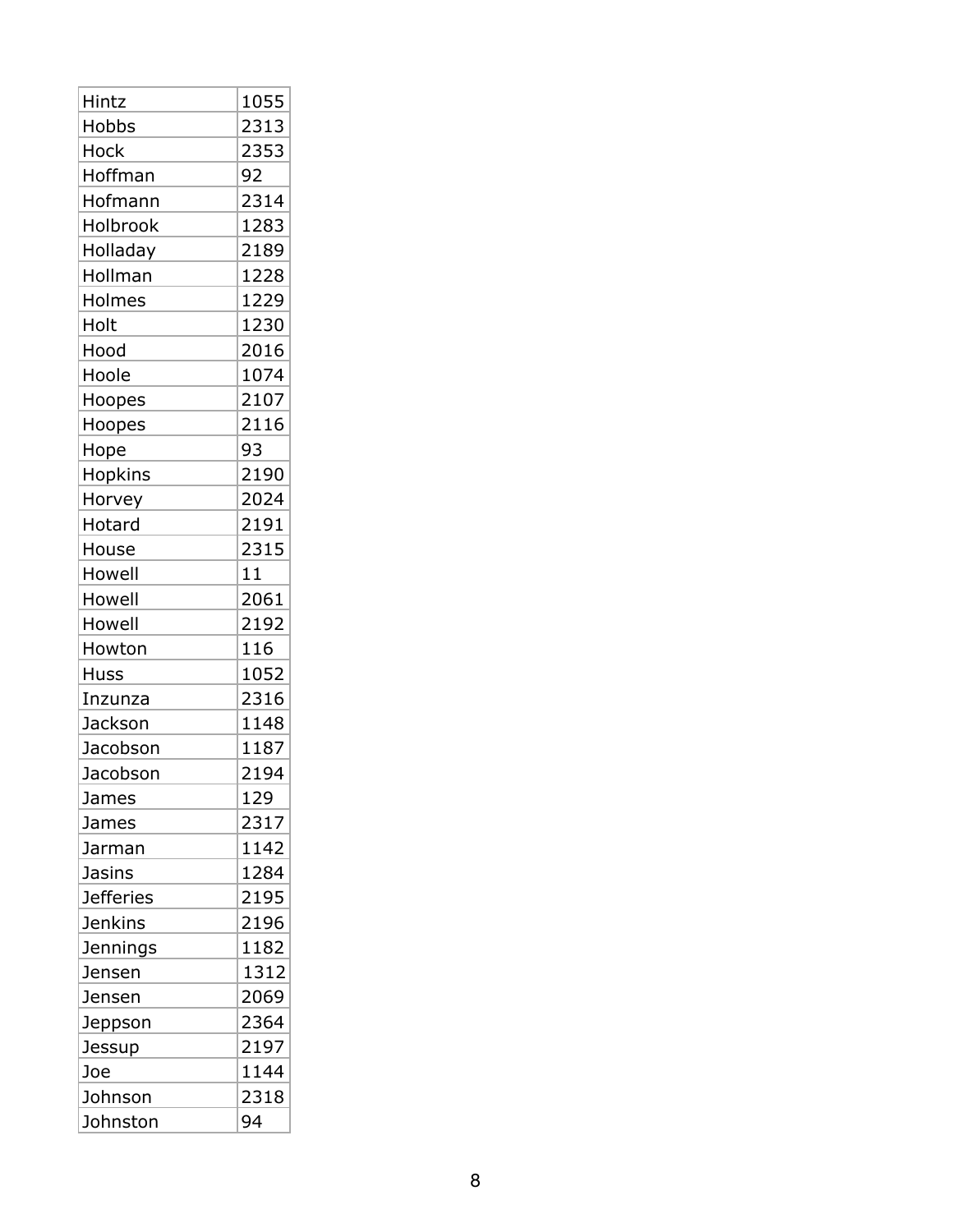| Hintz | 1055 |
|---|---|
| Hobbs | 2313 |
| Hock | 2353 |
| Hoffman | 92 |
| Hofmann | 2314 |
| Holbrook | 1283 |
| Holladay | 2189 |
| Hollman | 1228 |
| Holmes | 1229 |
| Holt | 1230 |
| Hood | 2016 |
| Hoole | 1074 |
| Hoopes | 2107 |
| Hoopes | 2116 |
| Hope | 93 |
| Hopkins | 2190 |
| Horvey | 2024 |
| Hotard | 2191 |
| House | 2315 |
| Howell | 11 |
| Howell | 2061 |
| Howell | 2192 |
| Howton | 116 |
| Huss | 1052 |
| Inzunza | 2316 |
| Jackson | 1148 |
| Jacobson | 1187 |
| Jacobson | 2194 |
| James | 129 |
| James | 2317 |
| Jarman | 1142 |
| Jasins | 1284 |
| Jefferies | 2195 |
| Jenkins | 2196 |
| Jennings | 1182 |
| Jensen | 1312 |
| Jensen | 2069 |
| Jeppson | 2364 |
| Jessup | 2197 |
| Joe | 1144 |
| Johnson | 2318 |
| Johnston | 94 |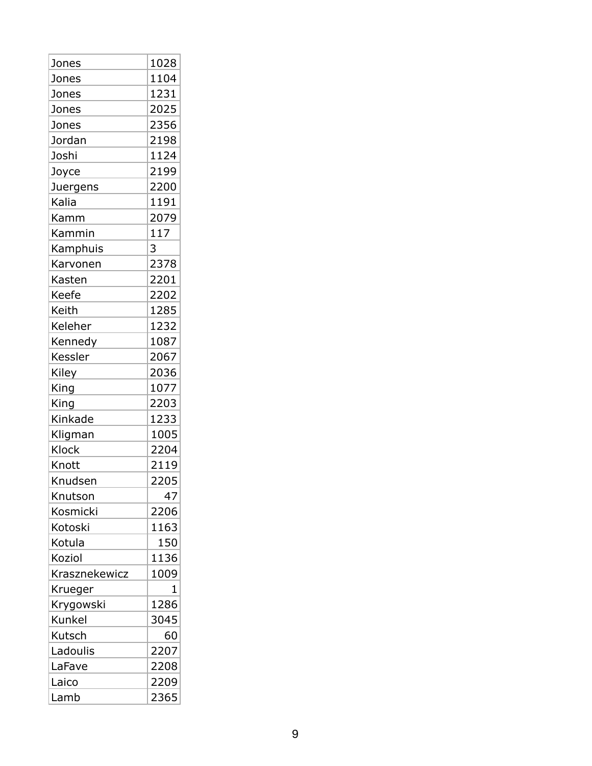| | |
|---|---|
| Jones | 1028 |
| Jones | 1104 |
| Jones | 1231 |
| Jones | 2025 |
| Jones | 2356 |
| Jordan | 2198 |
| Joshi | 1124 |
| Joyce | 2199 |
| Juergens | 2200 |
| Kalia | 1191 |
| Kamm | 2079 |
| Kammin | 117 |
| Kamphuis | 3 |
| Karvonen | 2378 |
| Kasten | 2201 |
| Keefe | 2202 |
| Keith | 1285 |
| Keleher | 1232 |
| Kennedy | 1087 |
| Kessler | 2067 |
| Kiley | 2036 |
| King | 1077 |
| King | 2203 |
| Kinkade | 1233 |
| Kligman | 1005 |
| Klock | 2204 |
| Knott | 2119 |
| Knudsen | 2205 |
| Knutson | 47 |
| Kosmicki | 2206 |
| Kotoski | 1163 |
| Kotula | 150 |
| Koziol | 1136 |
| Krasznekewicz | 1009 |
| Krueger | 1 |
| Krygowski | 1286 |
| Kunkel | 3045 |
| Kutsch | 60 |
| Ladoulis | 2207 |
| LaFave | 2208 |
| Laico | 2209 |
| Lamb | 2365 |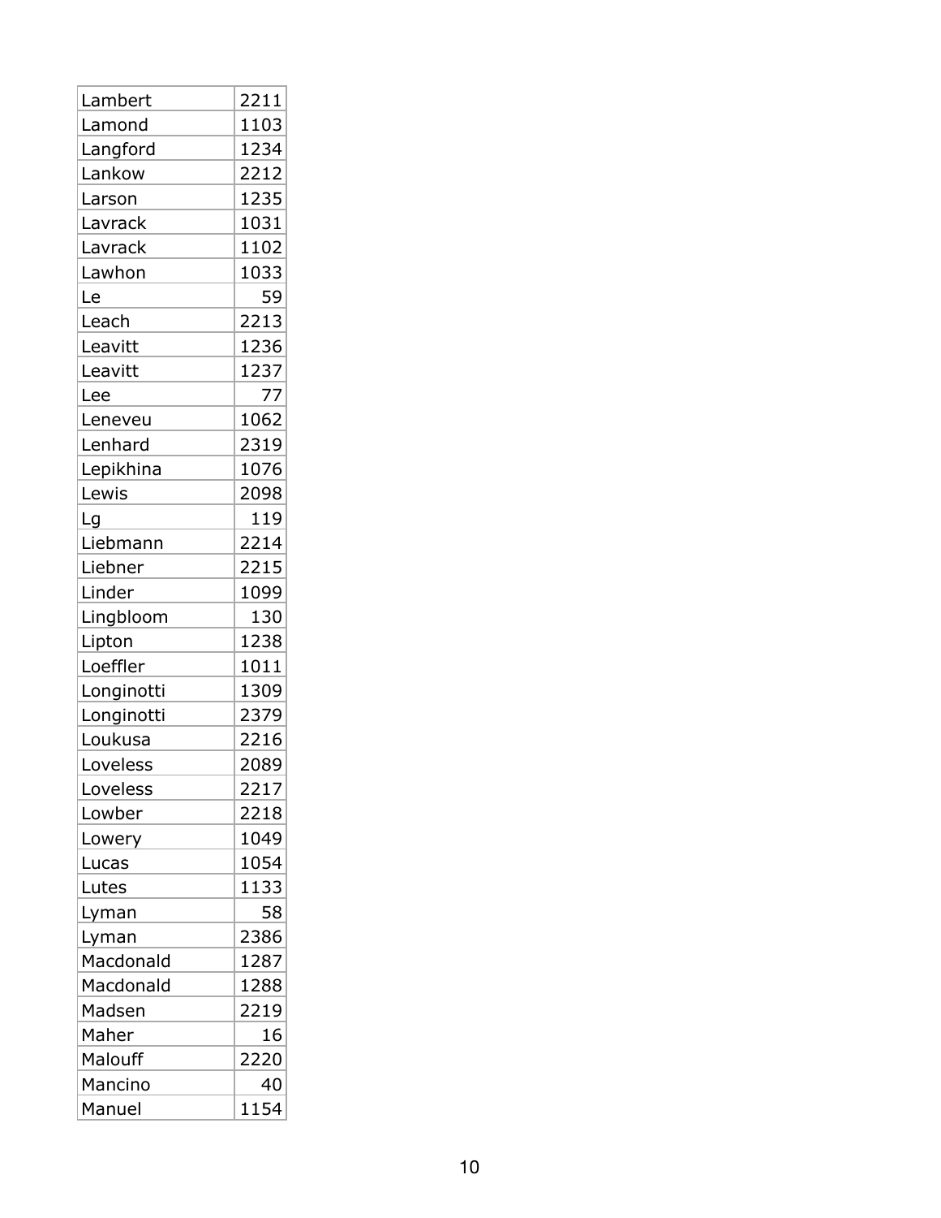| Lambert | 2211 |
|---|---|
| Lamond | 1103 |
| Langford | 1234 |
| Lankow | 2212 |
| Larson | 1235 |
| Lavrack | 1031 |
| Lavrack | 1102 |
| Lawhon | 1033 |
| Le | 59 |
| Leach | 2213 |
| Leavitt | 1236 |
| Leavitt | 1237 |
| Lee | 77 |
| Leneveu | 1062 |
| Lenhard | 2319 |
| Lepikhina | 1076 |
| Lewis | 2098 |
| Lg | 119 |
| Liebmann | 2214 |
| Liebner | 2215 |
| Linder | 1099 |
| Lingbloom | 130 |
| Lipton | 1238 |
| Loeffler | 1011 |
| Longinotti | 1309 |
| Longinotti | 2379 |
| Loukusa | 2216 |
| Loveless | 2089 |
| Loveless | 2217 |
| Lowber | 2218 |
| Lowery | 1049 |
| Lucas | 1054 |
| Lutes | 1133 |
| Lyman | 58 |
| Lyman | 2386 |
| Macdonald | 1287 |
| Macdonald | 1288 |
| Madsen | 2219 |
| Maher | 16 |
| Malouff | 2220 |
| Mancino | 40 |
| Manuel | 1154 |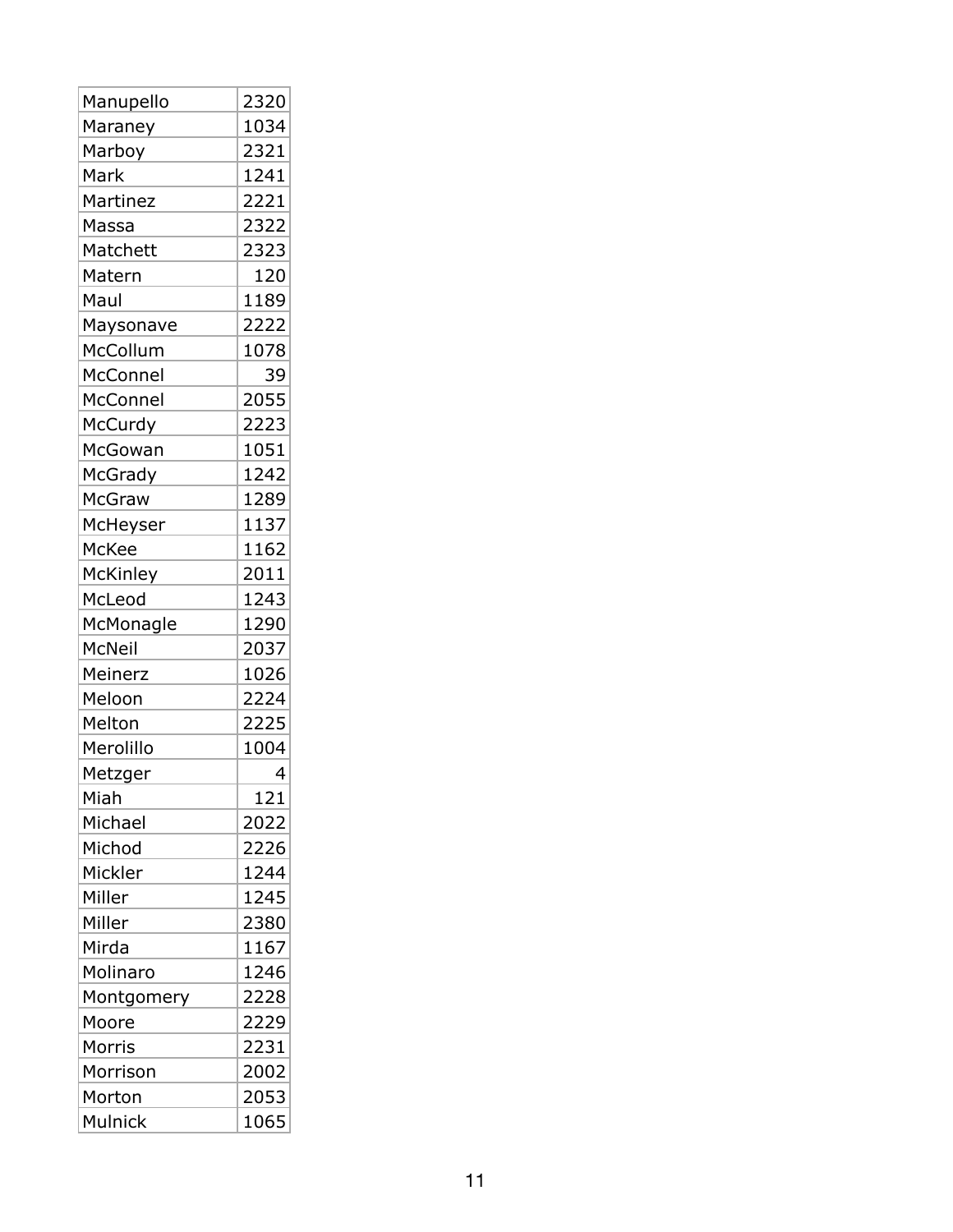| Manupello | 2320 |
|---|---|
| Maraney | 1034 |
| Marboy | 2321 |
| Mark | 1241 |
| Martinez | 2221 |
| Massa | 2322 |
| Matchett | 2323 |
| Matern | 120 |
| Maul | 1189 |
| Maysonave | 2222 |
| McCollum | 1078 |
| McConnel | 39 |
| McConnel | 2055 |
| McCurdy | 2223 |
| McGowan | 1051 |
| McGrady | 1242 |
| McGraw | 1289 |
| McHeyser | 1137 |
| McKee | 1162 |
| McKinley | 2011 |
| McLeod | 1243 |
| McMonagle | 1290 |
| McNeil | 2037 |
| Meinerz | 1026 |
| Meloon | 2224 |
| Melton | 2225 |
| Merolillo | 1004 |
| Metzger | 4 |
| Miah | 121 |
| Michael | 2022 |
| Michod | 2226 |
| Mickler | 1244 |
| Miller | 1245 |
| Miller | 2380 |
| Mirda | 1167 |
| Molinaro | 1246 |
| Montgomery | 2228 |
| Moore | 2229 |
| Morris | 2231 |
| Morrison | 2002 |
| Morton | 2053 |
| Mulnick | 1065 |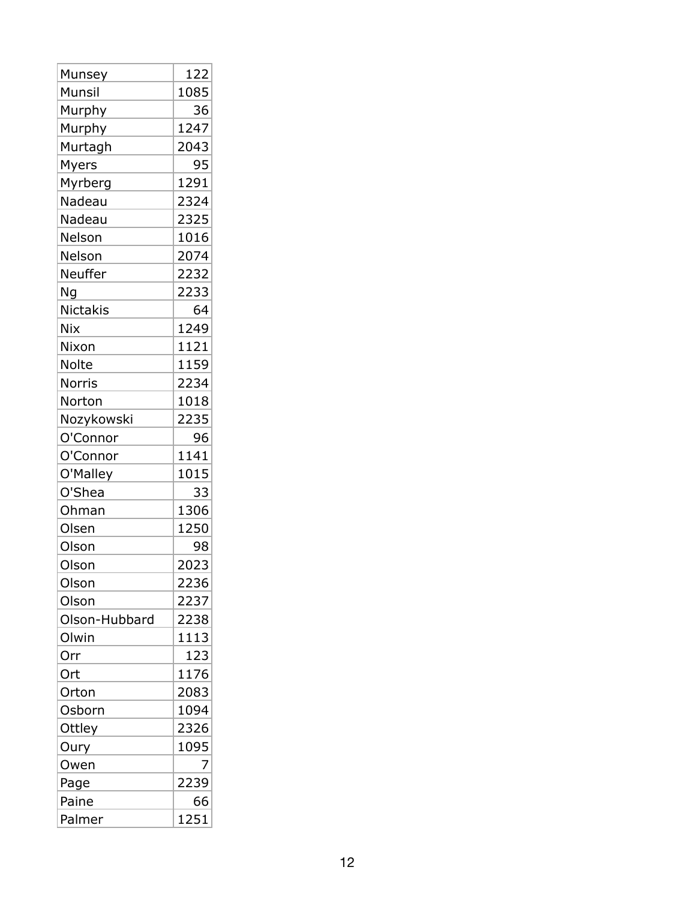| | |
|---|---|
| Munsey | 122 |
| Munsil | 1085 |
| Murphy | 36 |
| Murphy | 1247 |
| Murtagh | 2043 |
| Myers | 95 |
| Myrberg | 1291 |
| Nadeau | 2324 |
| Nadeau | 2325 |
| Nelson | 1016 |
| Nelson | 2074 |
| Neuffer | 2232 |
| Ng | 2233 |
| Nictakis | 64 |
| Nix | 1249 |
| Nixon | 1121 |
| Nolte | 1159 |
| Norris | 2234 |
| Norton | 1018 |
| Nozykowski | 2235 |
| O'Connor | 96 |
| O'Connor | 1141 |
| O'Malley | 1015 |
| O'Shea | 33 |
| Ohman | 1306 |
| Olsen | 1250 |
| Olson | 98 |
| Olson | 2023 |
| Olson | 2236 |
| Olson | 2237 |
| Olson-Hubbard | 2238 |
| Olwin | 1113 |
| Orr | 123 |
| Ort | 1176 |
| Orton | 2083 |
| Osborn | 1094 |
| Ottley | 2326 |
| Oury | 1095 |
| Owen | 7 |
| Page | 2239 |
| Paine | 66 |
| Palmer | 1251 |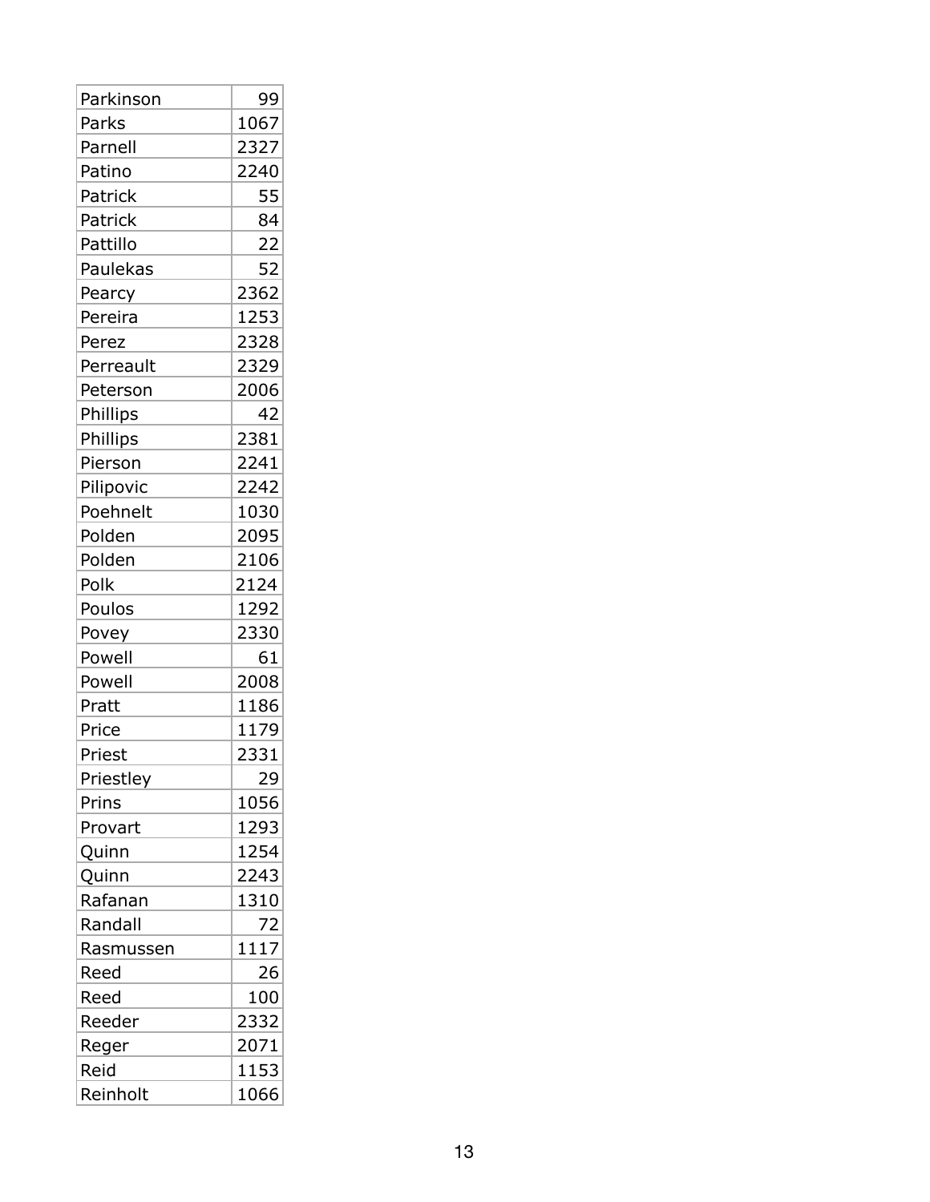| Parkinson | 99 |
|---|---|
| Parks | 1067 |
| Parnell | 2327 |
| Patino | 2240 |
| Patrick | 55 |
| Patrick | 84 |
| Pattillo | 22 |
| Paulekas | 52 |
| Pearcy | 2362 |
| Pereira | 1253 |
| Perez | 2328 |
| Perreault | 2329 |
| Peterson | 2006 |
| Phillips | 42 |
| Phillips | 2381 |
| Pierson | 2241 |
| Pilipovic | 2242 |
| Poehnelt | 1030 |
| Polden | 2095 |
| Polden | 2106 |
| Polk | 2124 |
| Poulos | 1292 |
| Povey | 2330 |
| Powell | 61 |
| Powell | 2008 |
| Pratt | 1186 |
| Price | 1179 |
| Priest | 2331 |
| Priestley | 29 |
| Prins | 1056 |
| Provart | 1293 |
| Quinn | 1254 |
| Quinn | 2243 |
| Rafanan | 1310 |
| Randall | 72 |
| Rasmussen | 1117 |
| Reed | 26 |
| Reed | 100 |
| Reeder | 2332 |
| Reger | 2071 |
| Reid | 1153 |
| Reinholt | 1066 |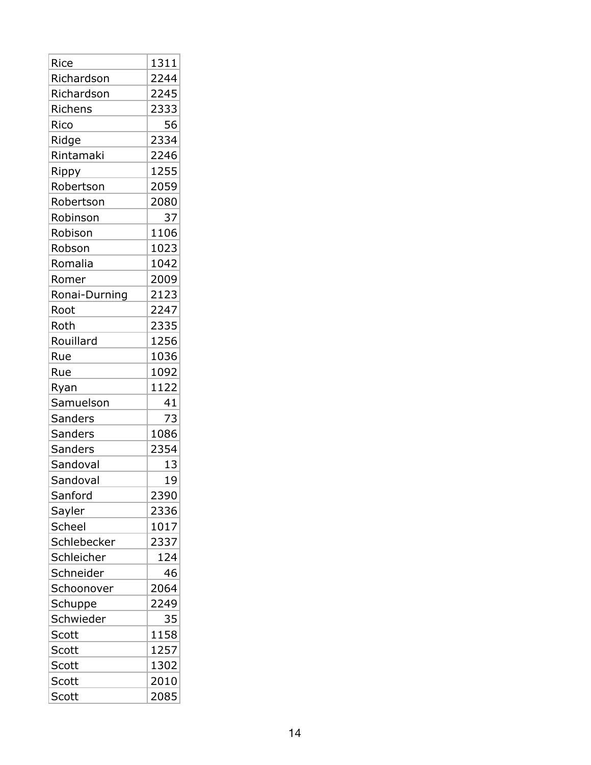| Rice | 1311 |
|---|---|
| Richardson | 2244 |
| Richardson | 2245 |
| Richens | 2333 |
| Rico | 56 |
| Ridge | 2334 |
| Rintamaki | 2246 |
| Rippy | 1255 |
| Robertson | 2059 |
| Robertson | 2080 |
| Robinson | 37 |
| Robison | 1106 |
| Robson | 1023 |
| Romalia | 1042 |
| Romer | 2009 |
| Ronai-Durning | 2123 |
| Root | 2247 |
| Roth | 2335 |
| Rouillard | 1256 |
| Rue | 1036 |
| Rue | 1092 |
| Ryan | 1122 |
| Samuelson | 41 |
| Sanders | 73 |
| Sanders | 1086 |
| Sanders | 2354 |
| Sandoval | 13 |
| Sandoval | 19 |
| Sanford | 2390 |
| Sayler | 2336 |
| Scheel | 1017 |
| Schlebecker | 2337 |
| Schleicher | 124 |
| Schneider | 46 |
| Schoonover | 2064 |
| Schuppe | 2249 |
| Schwieder | 35 |
| Scott | 1158 |
| Scott | 1257 |
| Scott | 1302 |
| Scott | 2010 |
| Scott | 2085 |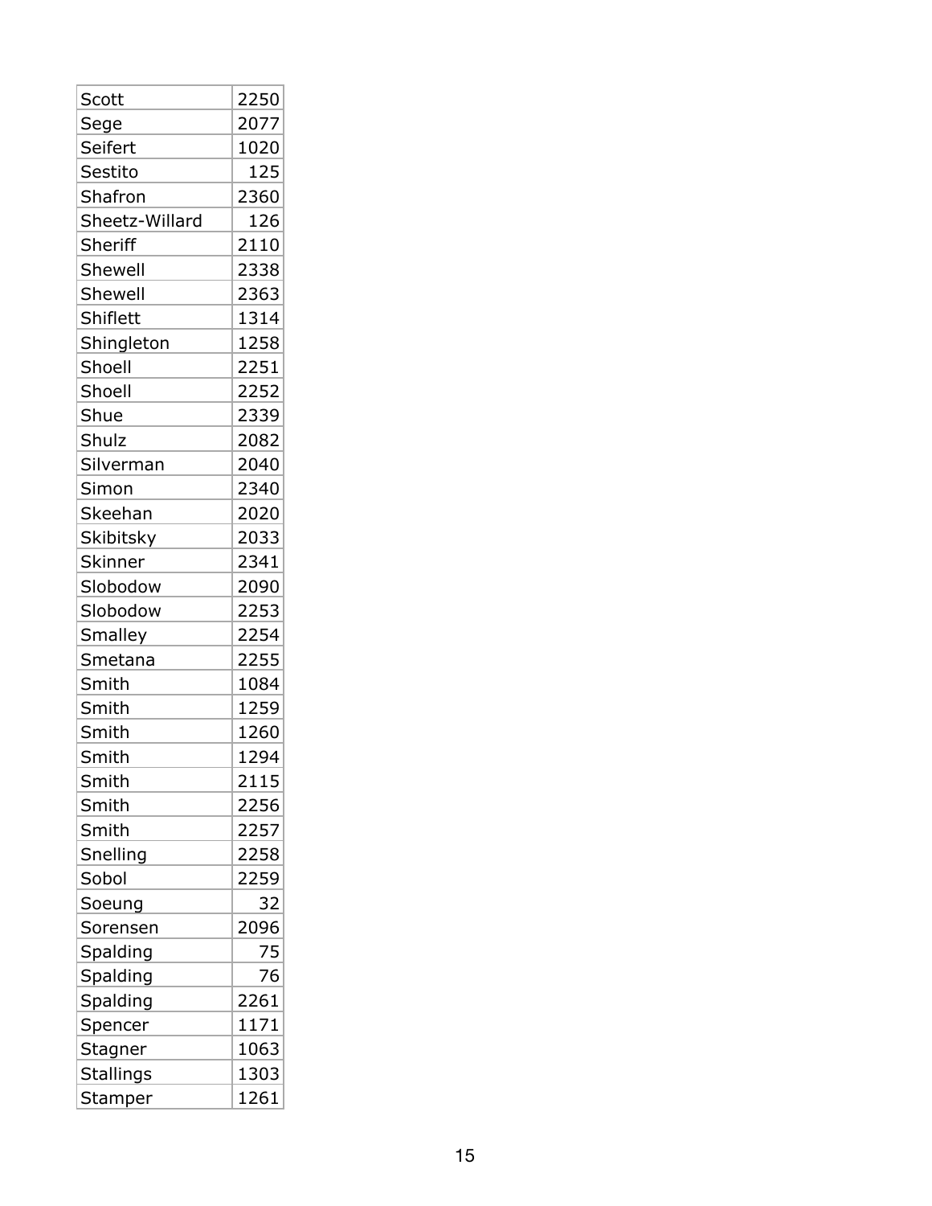| Scott | 2250 |
|---|---|
| Sege | 2077 |
| Seifert | 1020 |
| Sestito | 125 |
| Shafron | 2360 |
| Sheetz-Willard | 126 |
| Sheriff | 2110 |
| Shewell | 2338 |
| Shewell | 2363 |
| Shiflett | 1314 |
| Shingleton | 1258 |
| Shoell | 2251 |
| Shoell | 2252 |
| Shue | 2339 |
| Shulz | 2082 |
| Silverman | 2040 |
| Simon | 2340 |
| Skeehan | 2020 |
| Skibitsky | 2033 |
| Skinner | 2341 |
| Slobodow | 2090 |
| Slobodow | 2253 |
| Smalley | 2254 |
| Smetana | 2255 |
| Smith | 1084 |
| Smith | 1259 |
| Smith | 1260 |
| Smith | 1294 |
| Smith | 2115 |
| Smith | 2256 |
| Smith | 2257 |
| Snelling | 2258 |
| Sobol | 2259 |
| Soeung | 32 |
| Sorensen | 2096 |
| Spalding | 75 |
| Spalding | 76 |
| Spalding | 2261 |
| Spencer | 1171 |
| Stagner | 1063 |
| Stallings | 1303 |
| Stamper | 1261 |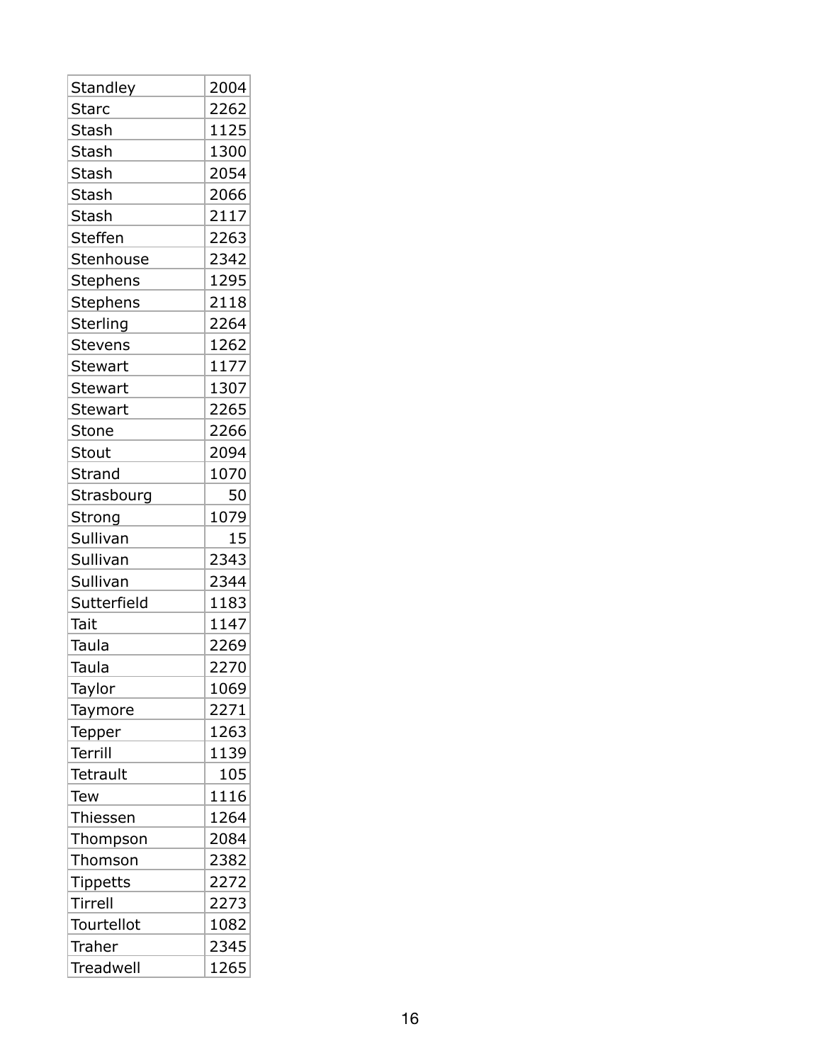| Standley | 2004 |
|---|---|
| Starc | 2262 |
| Stash | 1125 |
| Stash | 1300 |
| Stash | 2054 |
| Stash | 2066 |
| Stash | 2117 |
| Steffen | 2263 |
| Stenhouse | 2342 |
| Stephens | 1295 |
| Stephens | 2118 |
| Sterling | 2264 |
| Stevens | 1262 |
| Stewart | 1177 |
| Stewart | 1307 |
| Stewart | 2265 |
| Stone | 2266 |
| Stout | 2094 |
| Strand | 1070 |
| Strasbourg | 50 |
| Strong | 1079 |
| Sullivan | 15 |
| Sullivan | 2343 |
| Sullivan | 2344 |
| Sutterfield | 1183 |
| Tait | 1147 |
| Taula | 2269 |
| Taula | 2270 |
| Taylor | 1069 |
| Taymore | 2271 |
| Tepper | 1263 |
| Terrill | 1139 |
| Tetrault | 105 |
| Tew | 1116 |
| Thiessen | 1264 |
| Thompson | 2084 |
| Thomson | 2382 |
| Tippetts | 2272 |
| Tirrell | 2273 |
| Tourtellot | 1082 |
| Traher | 2345 |
| Treadwell | 1265 |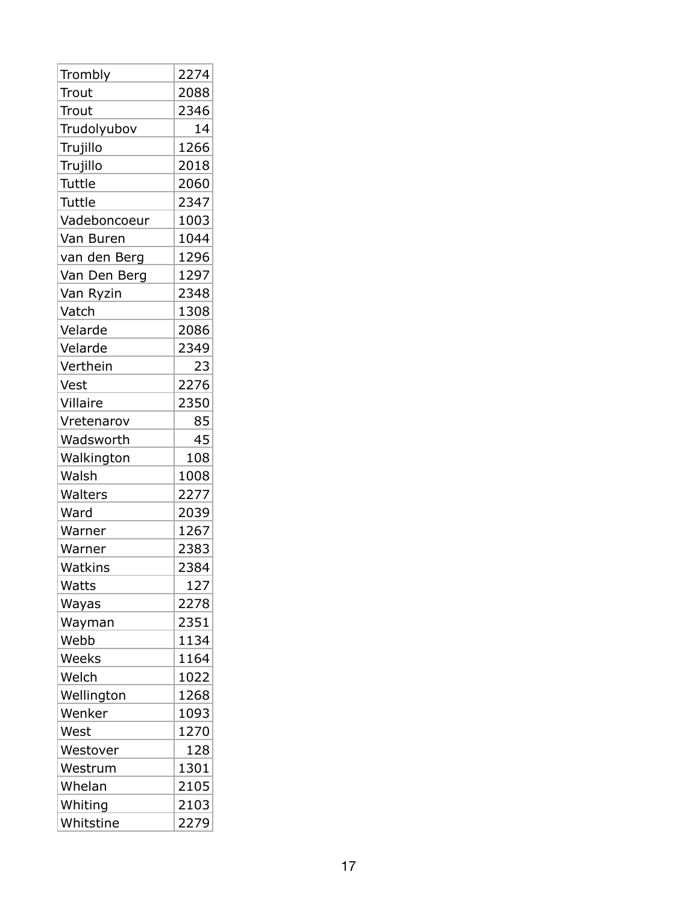| | |
|---|---|
| Trombly | 2274 |
| Trout | 2088 |
| Trout | 2346 |
| Trudolyubov | 14 |
| Trujillo | 1266 |
| Trujillo | 2018 |
| Tuttle | 2060 |
| Tuttle | 2347 |
| Vadeboncoeur | 1003 |
| Van Buren | 1044 |
| van den Berg | 1296 |
| Van Den Berg | 1297 |
| Van Ryzin | 2348 |
| Vatch | 1308 |
| Velarde | 2086 |
| Velarde | 2349 |
| Verthein | 23 |
| Vest | 2276 |
| Villaire | 2350 |
| Vretenarov | 85 |
| Wadsworth | 45 |
| Walkington | 108 |
| Walsh | 1008 |
| Walters | 2277 |
| Ward | 2039 |
| Warner | 1267 |
| Warner | 2383 |
| Watkins | 2384 |
| Watts | 127 |
| Wayas | 2278 |
| Wayman | 2351 |
| Webb | 1134 |
| Weeks | 1164 |
| Welch | 1022 |
| Wellington | 1268 |
| Wenker | 1093 |
| West | 1270 |
| Westover | 128 |
| Westrum | 1301 |
| Whelan | 2105 |
| Whiting | 2103 |
| Whitstine | 2279 |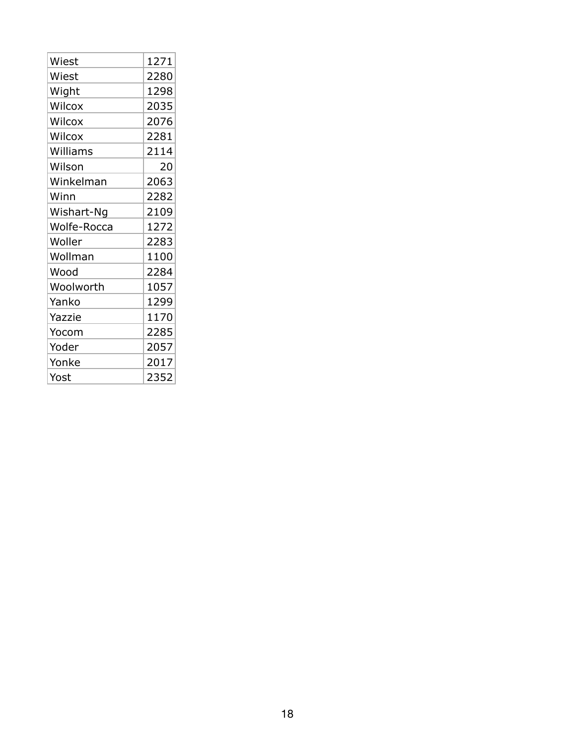| | |
|---|---|
| Wiest | 1271 |
| Wiest | 2280 |
| Wight | 1298 |
| Wilcox | 2035 |
| Wilcox | 2076 |
| Wilcox | 2281 |
| Williams | 2114 |
| Wilson | 20 |
| Winkelman | 2063 |
| Winn | 2282 |
| Wishart-Ng | 2109 |
| Wolfe-Rocca | 1272 |
| Woller | 2283 |
| Wollman | 1100 |
| Wood | 2284 |
| Woolworth | 1057 |
| Yanko | 1299 |
| Yazzie | 1170 |
| Yocom | 2285 |
| Yoder | 2057 |
| Yonke | 2017 |
| Yost | 2352 |